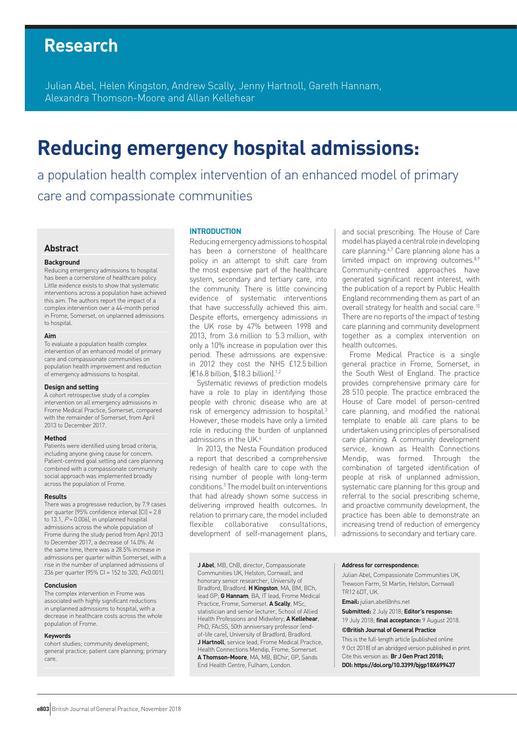# Research

Julian Abel, Helen Kingston, Andrew Scally, Jenny Hartnoll, Gareth Hannam, Alexandra Thomson-Moore and Allan Kellehear

# Reducing emergency hospital admissions:

## a population health complex intervention of an enhanced model of primary care and compassionate communities

## Abstract

### Background

Reducing emergency admissions to hospital has been a cornerstone of healthcare policy. Little evidence exists to show that systematic interventions across a population have achieved this aim. The authors report the impact of a complex intervention over a 44-month period in Frome, Somerset, on unplanned admissions to hospital.

### Aim

To evaluate a population health complex intervention of an enhanced model of primary care and compassionate communities on population health improvement and reduction of emergency admissions to hospital.

### Design and setting

A cohort retrospective study of a complex intervention on all emergency admissions in Frome Medical Practice, Somerset, compared with the remainder of Somerset, from April 2013 to December 2017.

### Method

Patients were identified using broad criteria, including anyone giving cause for concern. Patient-centred goal setting and care planning combined with a compassionate community social approach was implemented broadly across the population of Frome.

### Results

There was a progressive reduction, by 7.9 cases per quarter (95% confidence interval [CI] = 2.8 to 13.1, $P = 0.006$), in unplanned hospital admissions across the whole population of Frome during the study period from April 2013 to December 2017, a decrease of 14.0%. At the same time, there was a 28.5% increase in admissions per quarter within Somerset, with a rise in the number of unplanned admissions of 236 per quarter (95% CI = 152 to 320, $P<0.001$).

### Conclusion

The complex intervention in Frome was associated with highly significant reductions in unplanned admissions to hospital, with a decrease in healthcare costs across the whole population of Frome.

### Keywords

cohort studies; community development; general practice; patient care planning; primary care.

## INTRODUCTION

Reducing emergency admissions to hospital has been a cornerstone of healthcare policy in an attempt to shift care from the most expensive part of the healthcare system, secondary and tertiary care, into the community. There is little convincing evidence of systematic interventions that have successfully achieved this aim. Despite efforts, emergency admissions in the UK rose by 47% between 1998 and 2013, from 3.6 million to 5.3 million, with only a 10% increase in population over this period. These admissions are expensive: in 2012 they cost the NHS £12.5 billion (€16.8 billion, $18.3 billion).[1,2]

Systematic reviews of prediction models have a role to play in identifying those people with chronic disease who are at risk of emergency admission to hospital.[3] However, these models have only a limited role in reducing the burden of unplanned admissions in the UK.[4]

In 2013, the Nesta Foundation produced a report that described a comprehensive redesign of health care to cope with the rising number of people with long-term conditions.[5] The model built on interventions that had already shown some success in delivering improved health outcomes. In relation to primary care, the model included flexible collaborative consultations, development of self-management plans, and social prescribing. The House of Care model has played a central role in developing care planning.[6,7] Care planning alone has a limited impact on improving outcomes.[8,9] Community-centred approaches have generated significant recent interest, with the publication of a report by Public Health England recommending them as part of an overall strategy for health and social care.[10] There are no reports of the impact of testing care planning and community development together as a complex intervention on health outcomes.

Frome Medical Practice is a single general practice in Frome, Somerset, in the South West of England. The practice provides comprehensive primary care for 28 510 people. The practice embraced the House of Care model of person-centred care planning, and modified the national template to enable all care plans to be undertaken using principles of personalised care planning. A community development service, known as Health Connections Mendip, was formed. Through the combination of targeted identification of people at risk of unplanned admission, systematic care planning for this group and referral to the social prescribing scheme, and proactive community development, the practice has been able to demonstrate an increasing trend of reduction of emergency admissions to secondary and tertiary care.

**J Abel**, MB, ChB, director, Compassionate Communities UK, Helston, Cornwall, and honorary senior researcher, University of Bradford, Bradford. **H Kingston**, MA, BM, BCh, lead GP; **G Hannam**, BA, IT lead, Frome Medical Practice, Frome, Somerset. **A Scally**, MSc, statistician and senior lecturer, School of Allied Health Professions and Midwifery; **A Kellehear**, PhD, FAcSS, 50th anniversary professor (end-of-life care), University of Bradford, Bradford. **J Hartnoll**, service lead, Frome Medical Practice, Health Connections Mendip, Frome, Somerset. **A Thomson-Moore**, MA, MB, BChir, GP, Sands End Health Centre, Fulham, London.

**Address for correspondence:**

Julian Abel, Compassionate Communities UK, Trewoon Farm, St Martin, Helston, Cornwall TR12 6DT, UK.

**Email:** julian.abel@nhs.net

**Submitted:** 2 July 2018; **Editor's response:** 19 July 2018; **final acceptance:** 9 August 2018.

**©British Journal of General Practice**

This is the full-length article (published online 9 Oct 2018) of an abridged version published in print. Cite this version as: **Br J Gen Pract 2018; DOI: https://doi.org/10.3399/bjgp18X699437**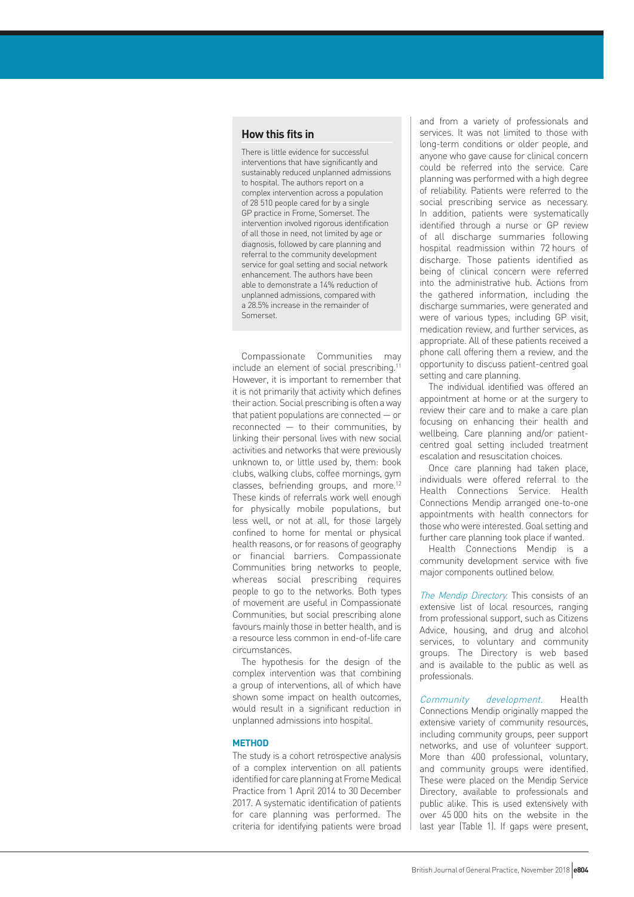## How this fits in

There is little evidence for successful interventions that have significantly and sustainably reduced unplanned admissions to hospital. The authors report on a complex intervention across a population of 28 510 people cared for by a single GP practice in Frome, Somerset. The intervention involved rigorous identification of all those in need, not limited by age or diagnosis, followed by care planning and referral to the community development service for goal setting and social network enhancement. The authors have been able to demonstrate a 14% reduction of unplanned admissions, compared with a 28.5% increase in the remainder of Somerset.

Compassionate Communities may include an element of social prescribing.[11] However, it is important to remember that it is not primarily that activity which defines their action. Social prescribing is often a way that patient populations are connected — or reconnected — to their communities, by linking their personal lives with new social activities and networks that were previously unknown to, or little used by, them: book clubs, walking clubs, coffee mornings, gym classes, befriending groups, and more.[12] These kinds of referrals work well enough for physically mobile populations, but less well, or not at all, for those largely confined to home for mental or physical health reasons, or for reasons of geography or financial barriers. Compassionate Communities bring networks to people, whereas social prescribing requires people to go to the networks. Both types of movement are useful in Compassionate Communities, but social prescribing alone favours mainly those in better health, and is a resource less common in end-of-life care circumstances.

The hypothesis for the design of the complex intervention was that combining a group of interventions, all of which have shown some impact on health outcomes, would result in a significant reduction in unplanned admissions into hospital.

## METHOD

The study is a cohort retrospective analysis of a complex intervention on all patients identified for care planning at Frome Medical Practice from 1 April 2014 to 30 December 2017. A systematic identification of patients for care planning was performed. The criteria for identifying patients were broad and from a variety of professionals and services. It was not limited to those with long-term conditions or older people, and anyone who gave cause for clinical concern could be referred into the service. Care planning was performed with a high degree of reliability. Patients were referred to the social prescribing service as necessary. In addition, patients were systematically identified through a nurse or GP review of all discharge summaries following hospital readmission within 72 hours of discharge. Those patients identified as being of clinical concern were referred into the administrative hub. Actions from the gathered information, including the discharge summaries, were generated and were of various types, including GP visit, medication review, and further services, as appropriate. All of these patients received a phone call offering them a review, and the opportunity to discuss patient-centred goal setting and care planning.

The individual identified was offered an appointment at home or at the surgery to review their care and to make a care plan focusing on enhancing their health and wellbeing. Care planning and/or patient-centred goal setting included treatment escalation and resuscitation choices.

Once care planning had taken place, individuals were offered referral to the Health Connections Service. Health Connections Mendip arranged one-to-one appointments with health connectors for those who were interested. Goal setting and further care planning took place if wanted.

Health Connections Mendip is a community development service with five major components outlined below.

*The Mendip Directory.* This consists of an extensive list of local resources, ranging from professional support, such as Citizens Advice, housing, and drug and alcohol services, to voluntary and community groups. The Directory is web based and is available to the public as well as professionals.

*Community development.* Health Connections Mendip originally mapped the extensive variety of community resources, including community groups, peer support networks, and use of volunteer support. More than 400 professional, voluntary, and community groups were identified. These were placed on the Mendip Service Directory, available to professionals and public alike. This is used extensively with over 45 000 hits on the website in the last year (Table 1). If gaps were present,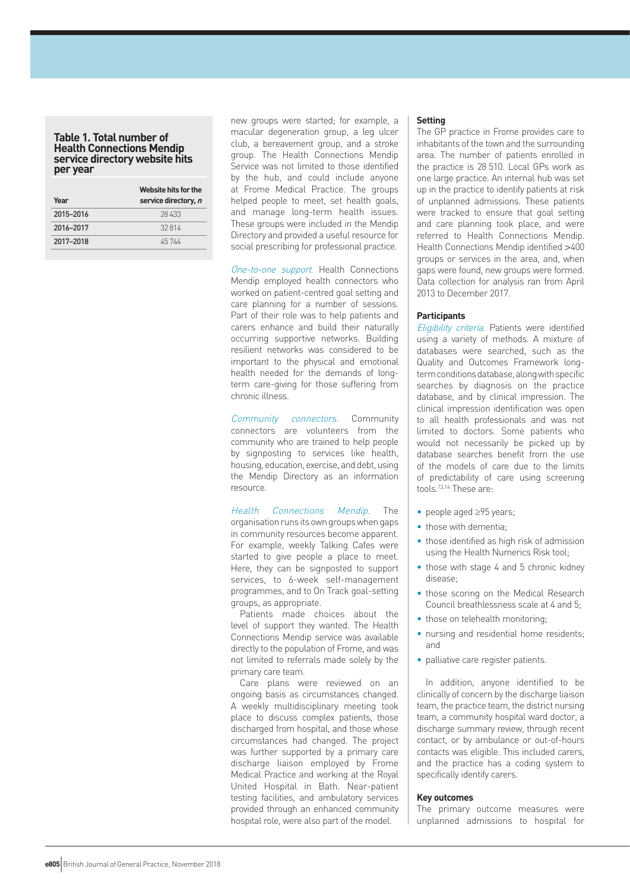**Table 1. Total number of Health Connections Mendip service directory website hits per year**

| Year | Website hits for the service directory, *n* |
|---|---|
| 2015–2016 | 28 433 |
| 2016–2017 | 32 814 |
| 2017–2018 | 45 744 |

new groups were started; for example, a macular degeneration group, a leg ulcer club, a bereavement group, and a stroke group. The Health Connections Mendip Service was not limited to those identified by the hub, and could include anyone at Frome Medical Practice. The groups helped people to meet, set health goals, and manage long-term health issues. These groups were included in the Mendip Directory and provided a useful resource for social prescribing for professional practice.

*One-to-one support.* Health Connections Mendip employed health connectors who worked on patient-centred goal setting and care planning for a number of sessions. Part of their role was to help patients and carers enhance and build their naturally occurring supportive networks. Building resilient networks was considered to be important to the physical and emotional health needed for the demands of long-term care-giving for those suffering from chronic illness.

*Community connectors.* Community connectors are volunteers from the community who are trained to help people by signposting to services like health, housing, education, exercise, and debt, using the Mendip Directory as an information resource.

*Health Connections Mendip.* The organisation runs its own groups when gaps in community resources become apparent. For example, weekly Talking Cafes were started to give people a place to meet. Here, they can be signposted to support services, to 6-week self-management programmes, and to On Track goal-setting groups, as appropriate.

Patients made choices about the level of support they wanted. The Health Connections Mendip service was available directly to the population of Frome, and was not limited to referrals made solely by the primary care team.

Care plans were reviewed on an ongoing basis as circumstances changed. A weekly multidisciplinary meeting took place to discuss complex patients, those discharged from hospital, and those whose circumstances had changed. The project was further supported by a primary care discharge liaison employed by Frome Medical Practice and working at the Royal United Hospital in Bath. Near-patient testing facilities, and ambulatory services provided through an enhanced community hospital role, were also part of the model.

### Setting

The GP practice in Frome provides care to inhabitants of the town and the surrounding area. The number of patients enrolled in the practice is 28 510. Local GPs work as one large practice. An internal hub was set up in the practice to identify patients at risk of unplanned admissions. These patients were tracked to ensure that goal setting and care planning took place, and were referred to Health Connections Mendip. Health Connections Mendip identified >400 groups or services in the area, and, when gaps were found, new groups were formed. Data collection for analysis ran from April 2013 to December 2017.

### Participants

*Eligibility criteria.* Patients were identified using a variety of methods. A mixture of databases were searched, such as the Quality and Outcomes Framework long-term conditions database, along with specific searches by diagnosis on the practice database, and by clinical impression. The clinical impression identification was open to all health professionals and was not limited to doctors. Some patients who would not necessarily be picked up by database searches benefit from the use of the models of care due to the limits of predictability of care using screening tools.[13,14] These are:

- people aged ≥95 years;
- those with dementia;
- those identified as high risk of admission using the Health Numerics Risk tool;
- those with stage 4 and 5 chronic kidney disease;
- those scoring on the Medical Research Council breathlessness scale at 4 and 5;
- those on telehealth monitoring;
- nursing and residential home residents; and
- palliative care register patients.

In addition, anyone identified to be clinically of concern by the discharge liaison team, the practice team, the district nursing team, a community hospital ward doctor, a discharge summary review, through recent contact, or by ambulance or out-of-hours contacts was eligible. This included carers, and the practice has a coding system to specifically identify carers.

### Key outcomes

The primary outcome measures were unplanned admissions to hospital for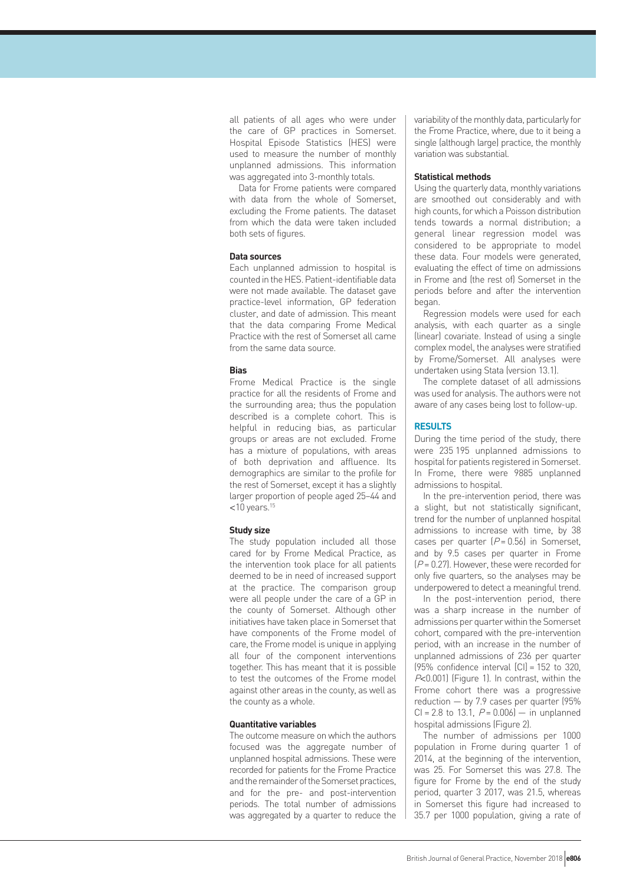all patients of all ages who were under the care of GP practices in Somerset. Hospital Episode Statistics (HES) were used to measure the number of monthly unplanned admissions. This information was aggregated into 3-monthly totals.

Data for Frome patients were compared with data from the whole of Somerset, excluding the Frome patients. The dataset from which the data were taken included both sets of figures.

### Data sources

Each unplanned admission to hospital is counted in the HES. Patient-identifiable data were not made available. The dataset gave practice-level information, GP federation cluster, and date of admission. This meant that the data comparing Frome Medical Practice with the rest of Somerset all came from the same data source.

### Bias

Frome Medical Practice is the single practice for all the residents of Frome and the surrounding area; thus the population described is a complete cohort. This is helpful in reducing bias, as particular groups or areas are not excluded. Frome has a mixture of populations, with areas of both deprivation and affluence. Its demographics are similar to the profile for the rest of Somerset, except it has a slightly larger proportion of people aged 25–44 and <10 years.[15]

### Study size

The study population included all those cared for by Frome Medical Practice, as the intervention took place for all patients deemed to be in need of increased support at the practice. The comparison group were all people under the care of a GP in the county of Somerset. Although other initiatives have taken place in Somerset that have components of the Frome model of care, the Frome model is unique in applying all four of the component interventions together. This has meant that it is possible to test the outcomes of the Frome model against other areas in the county, as well as the county as a whole.

### Quantitative variables

The outcome measure on which the authors focused was the aggregate number of unplanned hospital admissions. These were recorded for patients for the Frome Practice and the remainder of the Somerset practices, and for the pre- and post-intervention periods. The total number of admissions was aggregated by a quarter to reduce the variability of the monthly data, particularly for the Frome Practice, where, due to it being a single (although large) practice, the monthly variation was substantial.

### Statistical methods

Using the quarterly data, monthly variations are smoothed out considerably and with high counts, for which a Poisson distribution tends towards a normal distribution; a general linear regression model was considered to be appropriate to model these data. Four models were generated, evaluating the effect of time on admissions in Frome and (the rest of) Somerset in the periods before and after the intervention began.

Regression models were used for each analysis, with each quarter as a single (linear) covariate. Instead of using a single complex model, the analyses were stratified by Frome/Somerset. All analyses were undertaken using Stata (version 13.1).

The complete dataset of all admissions was used for analysis. The authors were not aware of any cases being lost to follow-up.

## RESULTS

During the time period of the study, there were 235 195 unplanned admissions to hospital for patients registered in Somerset. In Frome, there were 9885 unplanned admissions to hospital.

In the pre-intervention period, there was a slight, but not statistically significant, trend for the number of unplanned hospital admissions to increase with time, by 38 cases per quarter ($P = 0.56$) in Somerset, and by 9.5 cases per quarter in Frome ($P = 0.27$). However, these were recorded for only five quarters, so the analyses may be underpowered to detect a meaningful trend.

In the post-intervention period, there was a sharp increase in the number of admissions per quarter within the Somerset cohort, compared with the pre-intervention period, with an increase in the number of unplanned admissions of 236 per quarter (95% confidence interval [CI] = 152 to 320, $P<0.001$) (Figure 1). In contrast, within the Frome cohort there was a progressive reduction — by 7.9 cases per quarter (95% CI = 2.8 to 13.1, $P = 0.006$) — in unplanned hospital admissions (Figure 2).

The number of admissions per 1000 population in Frome during quarter 1 of 2014, at the beginning of the intervention, was 25. For Somerset this was 27.8. The figure for Frome by the end of the study period, quarter 3 2017, was 21.5, whereas in Somerset this figure had increased to 35.7 per 1000 population, giving a rate of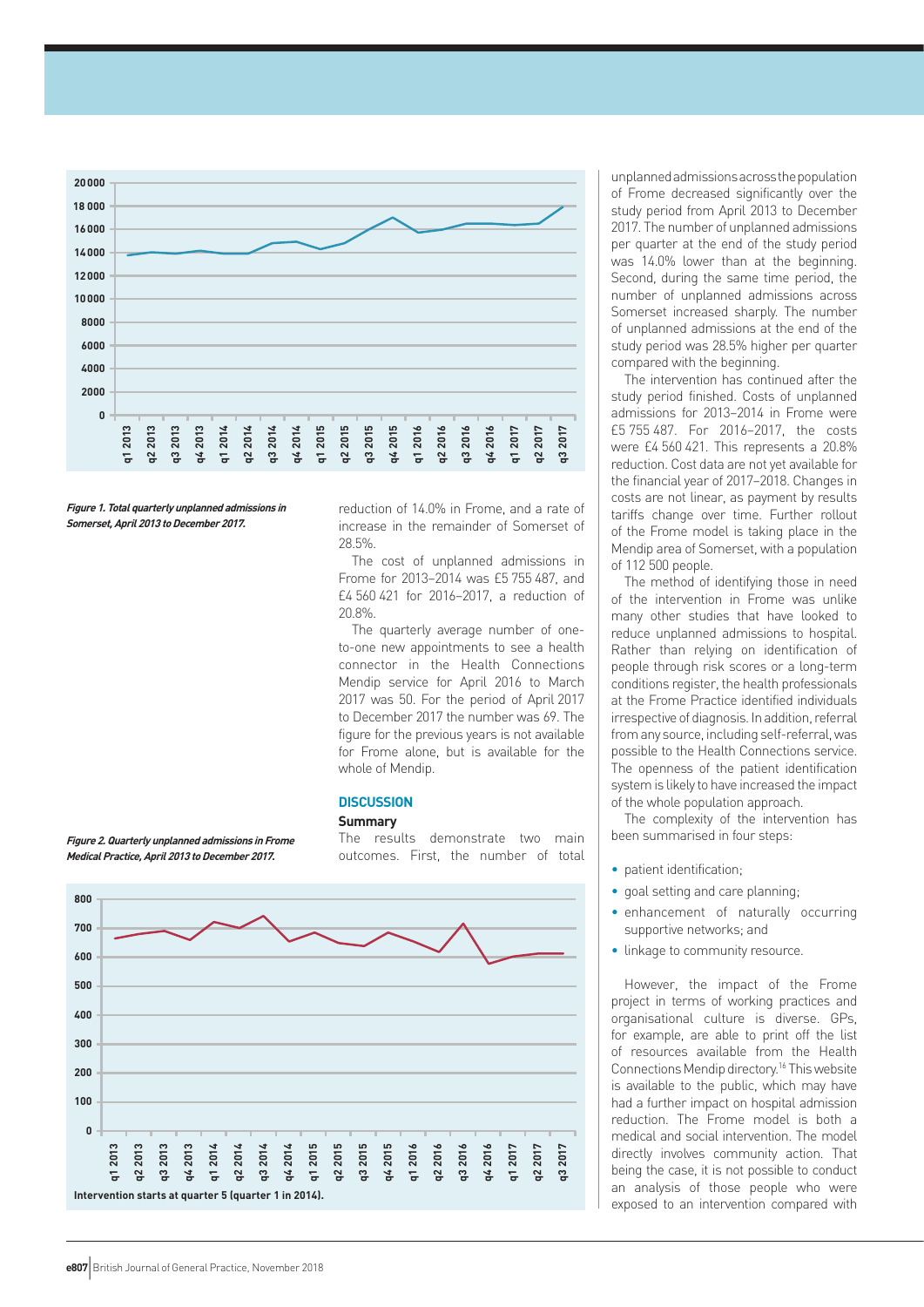*Figure 1. Total quarterly unplanned admissions in Somerset, April 2013 to December 2017.*

*Figure 2. Quarterly unplanned admissions in Frome Medical Practice, April 2013 to December 2017.*

Intervention starts at quarter 5 (quarter 1 in 2014).

reduction of 14.0% in Frome, and a rate of increase in the remainder of Somerset of 28.5%.

The cost of unplanned admissions in Frome for 2013–2014 was £5 755 487, and £4 560 421 for 2016–2017, a reduction of 20.8%.

The quarterly average number of one-to-one new appointments to see a health connector in the Health Connections Mendip service for April 2016 to March 2017 was 50. For the period of April 2017 to December 2017 the number was 69. The figure for the previous years is not available for Frome alone, but is available for the whole of Mendip.

## DISCUSSION

### Summary

The results demonstrate two main outcomes. First, the number of total unplanned admissions across the population of Frome decreased significantly over the study period from April 2013 to December 2017. The number of unplanned admissions per quarter at the end of the study period was 14.0% lower than at the beginning. Second, during the same time period, the number of unplanned admissions across Somerset increased sharply. The number of unplanned admissions at the end of the study period was 28.5% higher per quarter compared with the beginning.

The intervention has continued after the study period finished. Costs of unplanned admissions for 2013–2014 in Frome were £5 755 487. For 2016–2017, the costs were £4 560 421. This represents a 20.8% reduction. Cost data are not yet available for the financial year of 2017–2018. Changes in costs are not linear, as payment by results tariffs change over time. Further rollout of the Frome model is taking place in the Mendip area of Somerset, with a population of 112 500 people.

The method of identifying those in need of the intervention in Frome was unlike many other studies that have looked to reduce unplanned admissions to hospital. Rather than relying on identification of people through risk scores or a long-term conditions register, the health professionals at the Frome Practice identified individuals irrespective of diagnosis. In addition, referral from any source, including self-referral, was possible to the Health Connections service. The openness of the patient identification system is likely to have increased the impact of the whole population approach.

The complexity of the intervention has been summarised in four steps:

- patient identification;
- goal setting and care planning;
- enhancement of naturally occurring supportive networks; and
- linkage to community resource.

However, the impact of the Frome project in terms of working practices and organisational culture is diverse. GPs, for example, are able to print off the list of resources available from the Health Connections Mendip directory.[16] This website is available to the public, which may have had a further impact on hospital admission reduction. The Frome model is both a medical and social intervention. The model directly involves community action. That being the case, it is not possible to conduct an analysis of those people who were exposed to an intervention compared with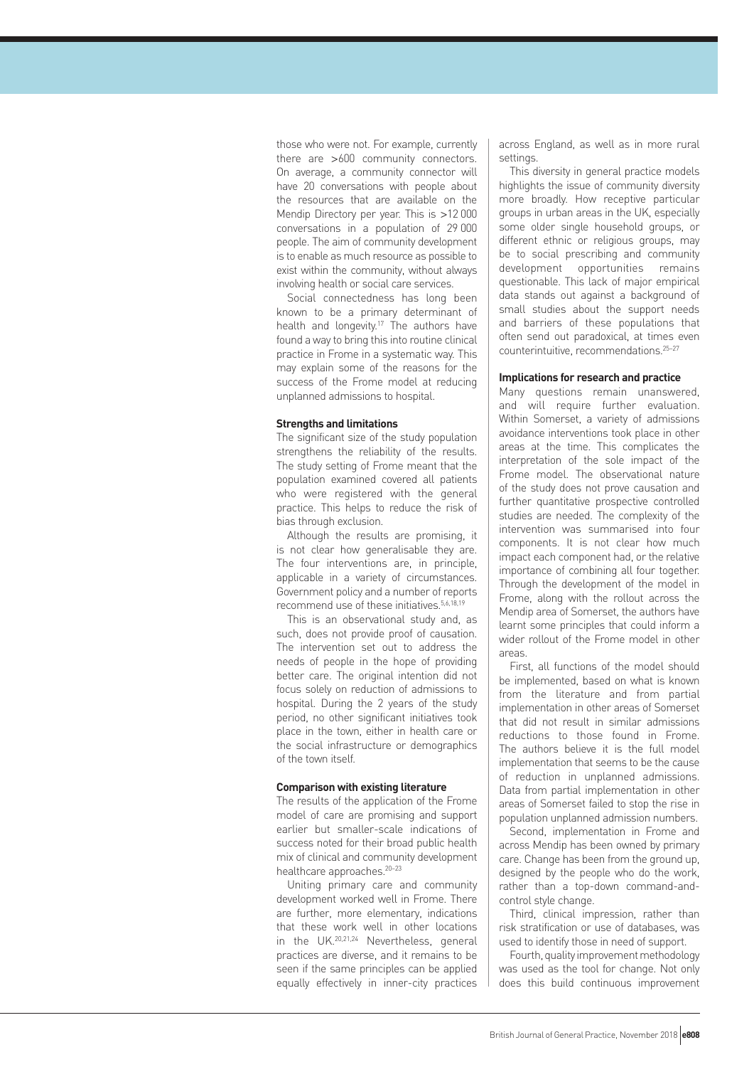those who were not. For example, currently there are >600 community connectors. On average, a community connector will have 20 conversations with people about the resources that are available on the Mendip Directory per year. This is >12 000 conversations in a population of 29 000 people. The aim of community development is to enable as much resource as possible to exist within the community, without always involving health or social care services.

Social connectedness has long been known to be a primary determinant of health and longevity.[17] The authors have found a way to bring this into routine clinical practice in Frome in a systematic way. This may explain some of the reasons for the success of the Frome model at reducing unplanned admissions to hospital.

### Strengths and limitations

The significant size of the study population strengthens the reliability of the results. The study setting of Frome meant that the population examined covered all patients who were registered with the general practice. This helps to reduce the risk of bias through exclusion.

Although the results are promising, it is not clear how generalisable they are. The four interventions are, in principle, applicable in a variety of circumstances. Government policy and a number of reports recommend use of these initiatives.[5,6,18,19]

This is an observational study and, as such, does not provide proof of causation. The intervention set out to address the needs of people in the hope of providing better care. The original intention did not focus solely on reduction of admissions to hospital. During the 2 years of the study period, no other significant initiatives took place in the town, either in health care or the social infrastructure or demographics of the town itself.

### Comparison with existing literature

The results of the application of the Frome model of care are promising and support earlier but smaller-scale indications of success noted for their broad public health mix of clinical and community development healthcare approaches.[20–23]

Uniting primary care and community development worked well in Frome. There are further, more elementary, indications that these work well in other locations in the UK.[20,21,24] Nevertheless, general practices are diverse, and it remains to be seen if the same principles can be applied equally effectively in inner-city practices across England, as well as in more rural settings.

This diversity in general practice models highlights the issue of community diversity more broadly. How receptive particular groups in urban areas in the UK, especially some older single household groups, or different ethnic or religious groups, may be to social prescribing and community development opportunities remains questionable. This lack of major empirical data stands out against a background of small studies about the support needs and barriers of these populations that often send out paradoxical, at times even counterintuitive, recommendations.[25–27]

### Implications for research and practice

Many questions remain unanswered, and will require further evaluation. Within Somerset, a variety of admissions avoidance interventions took place in other areas at the time. This complicates the interpretation of the sole impact of the Frome model. The observational nature of the study does not prove causation and further quantitative prospective controlled studies are needed. The complexity of the intervention was summarised into four components. It is not clear how much impact each component had, or the relative importance of combining all four together. Through the development of the model in Frome, along with the rollout across the Mendip area of Somerset, the authors have learnt some principles that could inform a wider rollout of the Frome model in other areas.

First, all functions of the model should be implemented, based on what is known from the literature and from partial implementation in other areas of Somerset that did not result in similar admissions reductions to those found in Frome. The authors believe it is the full model implementation that seems to be the cause of reduction in unplanned admissions. Data from partial implementation in other areas of Somerset failed to stop the rise in population unplanned admission numbers.

Second, implementation in Frome and across Mendip has been owned by primary care. Change has been from the ground up, designed by the people who do the work, rather than a top-down command-and-control style change.

Third, clinical impression, rather than risk stratification or use of databases, was used to identify those in need of support.

Fourth, quality improvement methodology was used as the tool for change. Not only does this build continuous improvement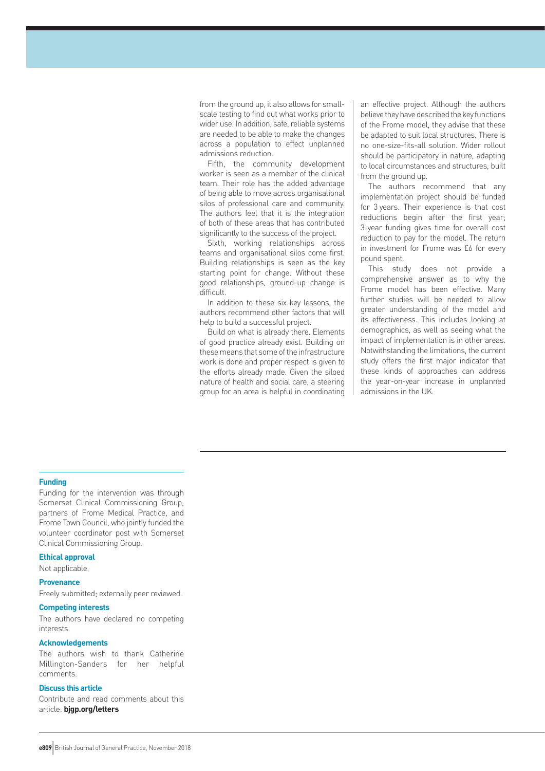from the ground up, it also allows for small-scale testing to find out what works prior to wider use. In addition, safe, reliable systems are needed to be able to make the changes across a population to effect unplanned admissions reduction.

Fifth, the community development worker is seen as a member of the clinical team. Their role has the added advantage of being able to move across organisational silos of professional care and community. The authors feel that it is the integration of both of these areas that has contributed significantly to the success of the project.

Sixth, working relationships across teams and organisational silos come first. Building relationships is seen as the key starting point for change. Without these good relationships, ground-up change is difficult.

In addition to these six key lessons, the authors recommend other factors that will help to build a successful project.

Build on what is already there. Elements of good practice already exist. Building on these means that some of the infrastructure work is done and proper respect is given to the efforts already made. Given the siloed nature of health and social care, a steering group for an area is helpful in coordinating an effective project. Although the authors believe they have described the key functions of the Frome model, they advise that these be adapted to suit local structures. There is no one-size-fits-all solution. Wider rollout should be participatory in nature, adapting to local circumstances and structures, built from the ground up.

The authors recommend that any implementation project should be funded for 3 years. Their experience is that cost reductions begin after the first year; 3-year funding gives time for overall cost reduction to pay for the model. The return in investment for Frome was £6 for every pound spent.

This study does not provide a comprehensive answer as to why the Frome model has been effective. Many further studies will be needed to allow greater understanding of the model and its effectiveness. This includes looking at demographics, as well as seeing what the impact of implementation is in other areas. Notwithstanding the limitations, the current study offers the first major indicator that these kinds of approaches can address the year-on-year increase in unplanned admissions in the UK.

### Funding

Funding for the intervention was through Somerset Clinical Commissioning Group, partners of Frome Medical Practice, and Frome Town Council, who jointly funded the volunteer coordinator post with Somerset Clinical Commissioning Group.

### Ethical approval

Not applicable.

### Provenance

Freely submitted; externally peer reviewed.

### Competing interests

The authors have declared no competing interests.

### Acknowledgements

The authors wish to thank Catherine Millington-Sanders for her helpful comments.

### Discuss this article

Contribute and read comments about this article: **bjgp.org/letters**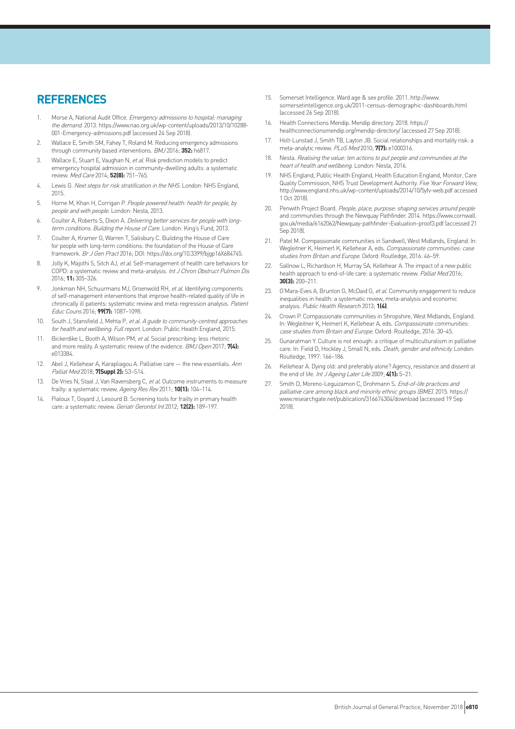## REFERENCES

1. Morse A, National Audit Office. *Emergency admissions to hospital: managing the demand*. 2013. https://www.nao.org.uk/wp-content/uploads/2013/10/10288-001-Emergency-admissions.pdf (accessed 24 Sep 2018).
2. Wallace E, Smith SM, Fahey T, Roland M. Reducing emergency admissions through community based interventions. *BMJ* 2016; **352:** h6817.
3. Wallace E, Stuart E, Vaughan N, *et al*. Risk prediction models to predict emergency hospital admission in community-dwelling adults: a systematic review. *Med Care* 2014; **52(8):** 751–765.
4. Lewis G. *Next steps for risk stratification in the NHS*. London: NHS England, 2015.
5. Horne M, Khan H, Corrigan P. *People powered health: health for people, by people and with people*. London: Nesta, 2013.
6. Coulter A, Roberts S, Dixon A. *Delivering better services for people with long-term conditions. Building the House of Care*. London: King's Fund, 2013.
7. Coulter A, Kramer G, Warren T, Salisbury C. Building the House of Care for people with long-term conditions: the foundation of the House of Care framework. *Br J Gen Pract* 2016; DOI: https://doi.org/10.3399/bjgp16X684745.
8. Jolly K, Majothi S, Sitch AJ, *et al*. Self-management of health care behaviors for COPD: a systematic review and meta-analysis. *Int J Chron Obstruct Pulmon Dis* 2016; **11:** 305–326.
9. Jonkman NH, Schuurmans MJ, Groenwold RH, *et al*. Identifying components of self-management interventions that improve health-related quality of life in chronically ill patients: systematic review and meta-regression analysis. *Patient Educ Couns* 2016; **99(7):** 1087–1098.
10. South J, Stansfield J, Mehta P, *et al*. *A guide to community-centred approaches for health and wellbeing. Full report*. London: Public Health England, 2015.
11. Bickerdike L, Booth A, Wilson PM, *et al*. Social prescribing: less rhetoric and more reality. A systematic review of the evidence. *BMJ Open* 2017; **7(4):** e013384.
12. Abel J, Kellehear A, Karapliagou A. Palliative care — the new essentials. *Ann Palliat Med* 2018; **7(Suppl 2):** S3–S14.
13. De Vries N, Staal J, Van Ravensberg C, *et al*. Outcome instruments to measure frailty: a systematic review. *Ageing Res Rev* 2011; **10(1):** 104–114.
14. Pialoux T, Goyard J, Lesourd B. Screening tools for frailty in primary health care: a systematic review. *Geriatr Gerontol Int* 2012; **12(2):** 189–197.
15. Somerset Intelligence. Ward age & sex profile. 2011. http://www.somersetintelligence.org.uk/2011-census-demographic-dashboards.html (accessed 26 Sep 2018).
16. Health Connections Mendip. Mendip directory. 2018. https://healthconnectionsmendip.org/mendip-directory/ (accessed 27 Sep 2018).
17. Holt-Lunstad J, Smith TB, Layton JB. Social relationships and mortality risk: a meta-analytic review. *PLoS Med* 2010; **7(7):** e1000316.
18. Nesta. *Realising the value: ten actions to put people and communities at the heart of health and wellbeing*. London: Nesta, 2016.
19. NHS England, Public Health England, Health Education England, Monitor, Care Quality Commission, NHS Trust Development Authority. *Five Year Forward View*, http://www.england.nhs.uk/wp-content/uploads/2014/10/5yfv-web.pdf accessed 1 Oct 2018).
20. Penwith Project Board. *People, place, purpose: shaping services around people* and communities through the Newquay Pathfinder. 2014. https://www.cornwall.gov.uk/media/6162062/Newquay-pathfinder-Evaluation-proof3.pdf (accessed 21 Sep 2018).
21. Patel M. Compassionate communities in Sandwell, West Midlands, England. In: Wegleitner K, Heimerl K, Kellehear A, eds. *Compassionate communities: case studies from Britain and Europe*. Oxford: Routledge, 2016: 46–59.
22. Sallnow L, Richardson H, Murray SA, Kellehear A. The impact of a new public health approach to end-of-life care: a systematic review. *Palliat Med* 2016; **30(3):** 200–211.
23. O'Mara-Eves A, Brunton G, McDaid G, *et al*. Community engagement to reduce inequalities in health: a systematic review, meta-analysis and economic analysis. *Public Health Research* 2013; **1(4)**.
24. Crown P. Compassionate communities in Shropshire, West Midlands, England. In: Wegleitner K, Heimerl K, Kellehear A, eds. *Compassionate communities: case studies from Britain and Europe*. Oxford: Routledge, 2016: 30–45.
25. Gunaratman Y. Culture is not enough: a critique of multiculturalism in palliative care. In: Field D, Hockley J, Small N, eds. *Death, gender and ethnicity*. London: Routledge, 1997: 166–186.
26. Kellehear A. Dying old: and preferably alone? Agency, resistance and dissent at the end of life. *Int J Ageing Later Life* 2009; **4(1):** 5–21.
27. Smith D, Moreno-Leguizamon C, Grohmann S. *End-of-life practices and palliative care among black and minority ethnic groups (BME)*. 2015. https://www.researchgate.net/publication/316674304/download (accessed 19 Sep 2018).